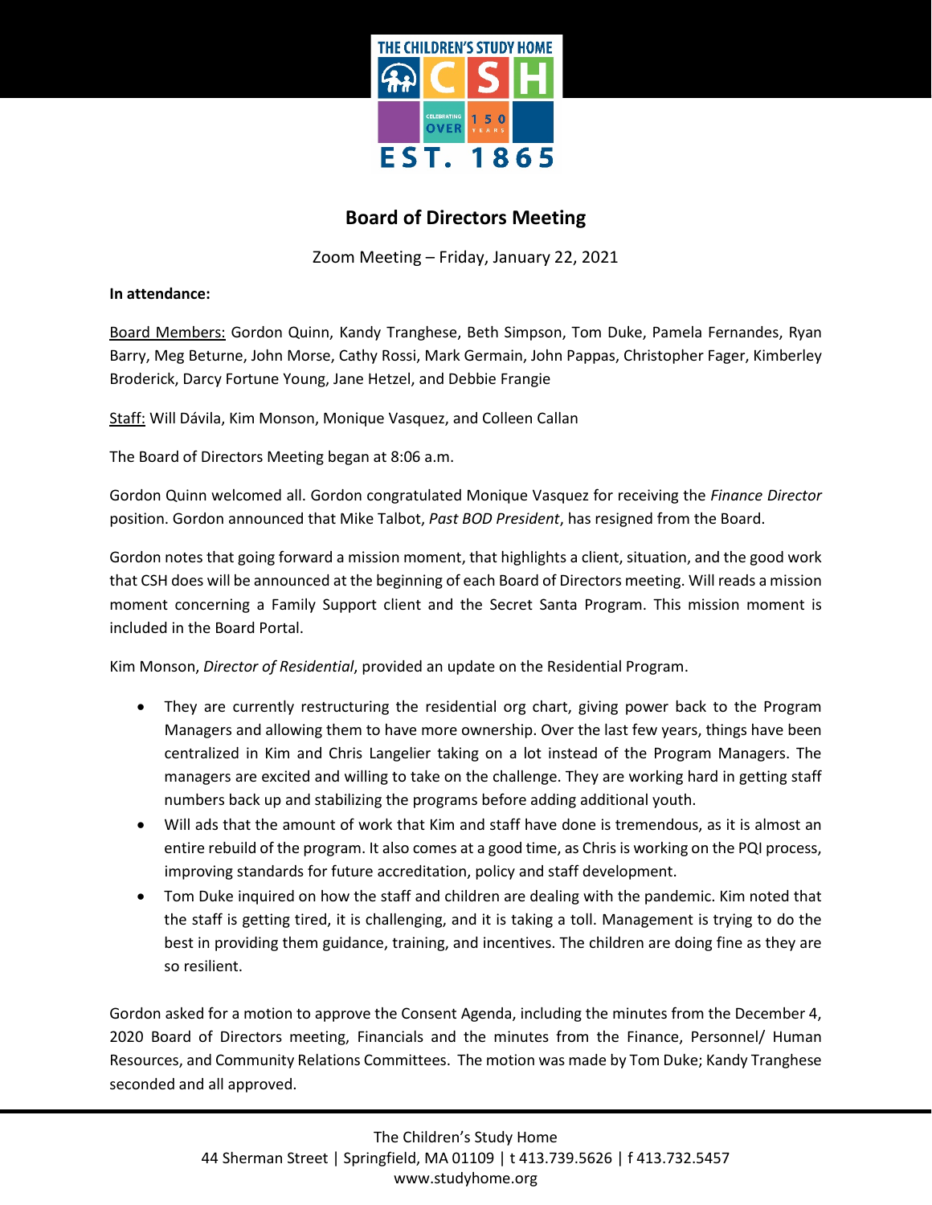# Board of Directors Meeting

Zoom Meeting – Friday, January 22, 2021

**In attendance:**

Board Members: Gordon Quinn, Kandy Tranghese, Beth Simpson, Tom Duke, Pamela Fernandes, Ryan Barry, Meg Beturne, John Morse, Cathy Rossi, Mark Germain, John Pappas, Christopher Fager, Kimberley Broderick, Darcy Fortune Young, Jane Hetzel, and Debbie Frangie

Staff: Will Dávila, Kim Monson, Monique Vasquez, and Colleen Callan

The Board of Directors Meeting began at 8:06 a.m.

Gordon Quinn welcomed all. Gordon congratulated Monique Vasquez for receiving the *Finance Director* position. Gordon announced that Mike Talbot, *Past BOD President*, has resigned from the Board.

Gordon notes that going forward a mission moment, that highlights a client, situation, and the good work that CSH does will be announced at the beginning of each Board of Directors meeting. Will reads a mission moment concerning a Family Support client and the Secret Santa Program. This mission moment is included in the Board Portal.

Kim Monson, *Director of Residential*, provided an update on the Residential Program.

- They are currently restructuring the residential org chart, giving power back to the Program Managers and allowing them to have more ownership. Over the last few years, things have been centralized in Kim and Chris Langelier taking on a lot instead of the Program Managers. The managers are excited and willing to take on the challenge. They are working hard in getting staff numbers back up and stabilizing the programs before adding additional youth.
- Will ads that the amount of work that Kim and staff have done is tremendous, as it is almost an entire rebuild of the program. It also comes at a good time, as Chris is working on the PQI process, improving standards for future accreditation, policy and staff development.
- Tom Duke inquired on how the staff and children are dealing with the pandemic. Kim noted that the staff is getting tired, it is challenging, and it is taking a toll. Management is trying to do the best in providing them guidance, training, and incentives. The children are doing fine as they are so resilient.

Gordon asked for a motion to approve the Consent Agenda, including the minutes from the December 4, 2020 Board of Directors meeting, Financials and the minutes from the Finance, Personnel/ Human Resources, and Community Relations Committees. The motion was made by Tom Duke; Kandy Tranghese seconded and all approved.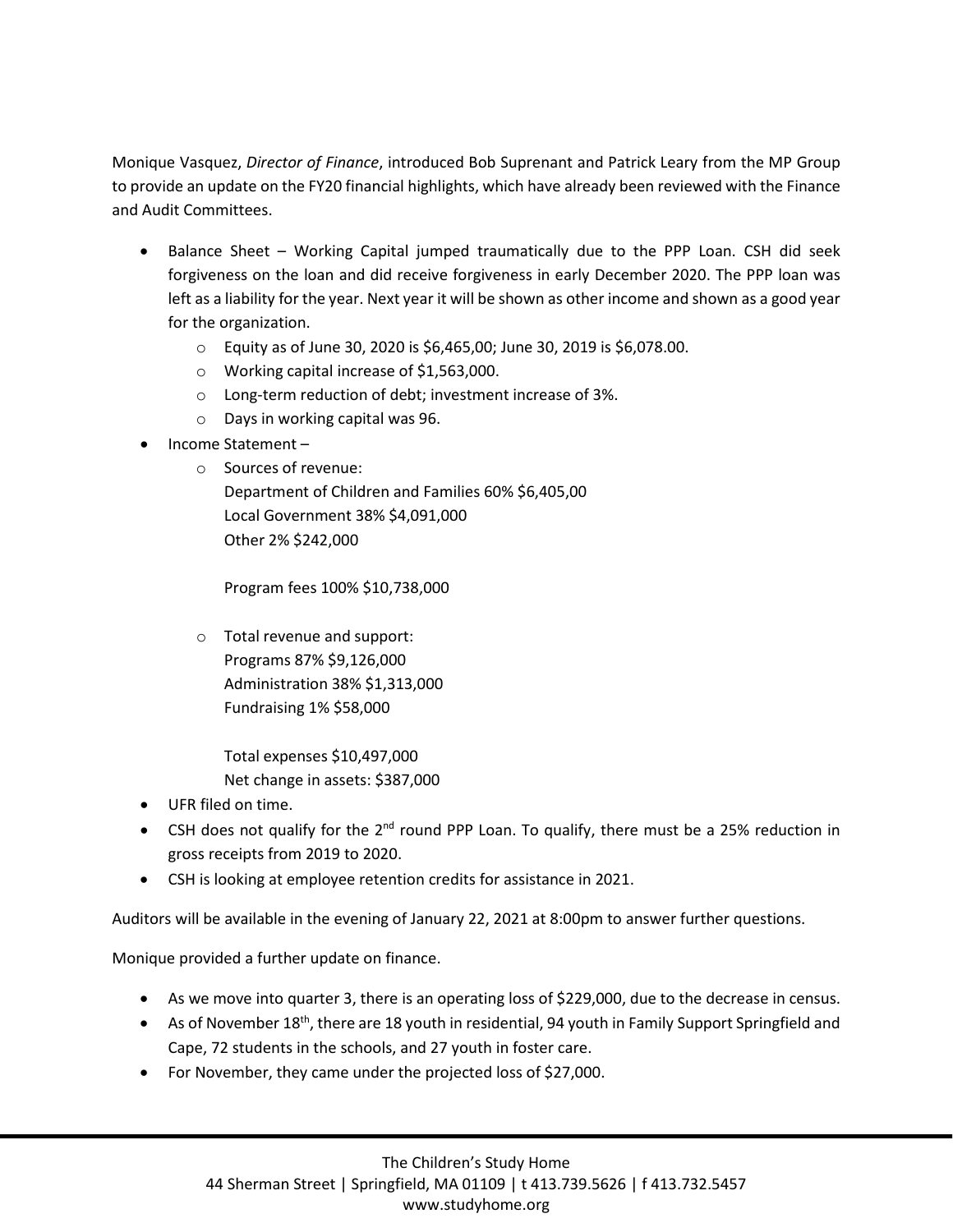Monique Vasquez, *Director of Finance*, introduced Bob Suprenant and Patrick Leary from the MP Group to provide an update on the FY20 financial highlights, which have already been reviewed with the Finance and Audit Committees.

- Balance Sheet – Working Capital jumped traumatically due to the PPP Loan. CSH did seek forgiveness on the loan and did receive forgiveness in early December 2020. The PPP loan was left as a liability for the year. Next year it will be shown as other income and shown as a good year for the organization.
  - Equity as of June 30, 2020 is $6,465,00; June 30, 2019 is $6,078.00.
  - Working capital increase of $1,563,000.
  - Long-term reduction of debt; investment increase of 3%.
  - Days in working capital was 96.
- Income Statement –
  - Sources of revenue:
    Department of Children and Families 60% $6,405,00
    Local Government 38% $4,091,000
    Other 2% $242,000

    Program fees 100% $10,738,000

  - Total revenue and support:
    Programs 87% $9,126,000
    Administration 38% $1,313,000
    Fundraising 1% $58,000

    Total expenses $10,497,000
    Net change in assets: $387,000
- UFR filed on time.
- CSH does not qualify for the 2nd round PPP Loan. To qualify, there must be a 25% reduction in gross receipts from 2019 to 2020.
- CSH is looking at employee retention credits for assistance in 2021.

Auditors will be available in the evening of January 22, 2021 at 8:00pm to answer further questions.

Monique provided a further update on finance.

- As we move into quarter 3, there is an operating loss of $229,000, due to the decrease in census.
- As of November 18th, there are 18 youth in residential, 94 youth in Family Support Springfield and Cape, 72 students in the schools, and 27 youth in foster care.
- For November, they came under the projected loss of $27,000.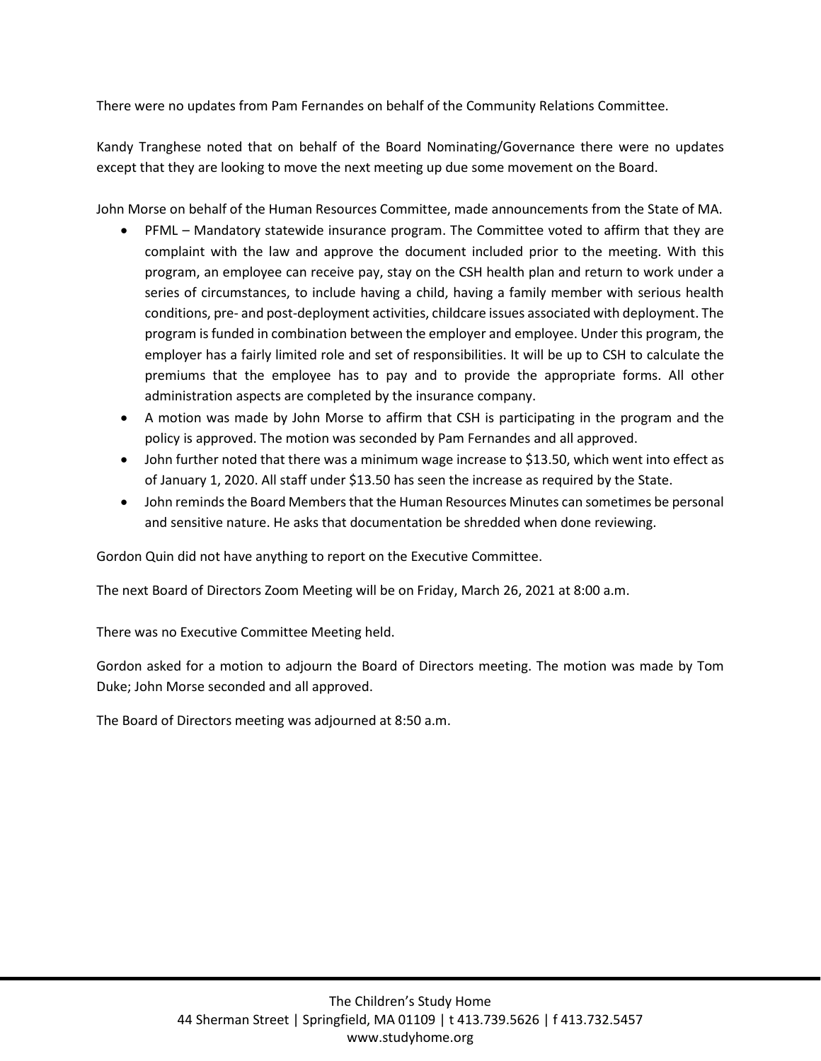There were no updates from Pam Fernandes on behalf of the Community Relations Committee.

Kandy Tranghese noted that on behalf of the Board Nominating/Governance there were no updates except that they are looking to move the next meeting up due some movement on the Board.

John Morse on behalf of the Human Resources Committee, made announcements from the State of MA.

- PFML – Mandatory statewide insurance program. The Committee voted to affirm that they are complaint with the law and approve the document included prior to the meeting. With this program, an employee can receive pay, stay on the CSH health plan and return to work under a series of circumstances, to include having a child, having a family member with serious health conditions, pre- and post-deployment activities, childcare issues associated with deployment. The program is funded in combination between the employer and employee. Under this program, the employer has a fairly limited role and set of responsibilities. It will be up to CSH to calculate the premiums that the employee has to pay and to provide the appropriate forms. All other administration aspects are completed by the insurance company.
- A motion was made by John Morse to affirm that CSH is participating in the program and the policy is approved. The motion was seconded by Pam Fernandes and all approved.
- John further noted that there was a minimum wage increase to $13.50, which went into effect as of January 1, 2020. All staff under $13.50 has seen the increase as required by the State.
- John reminds the Board Members that the Human Resources Minutes can sometimes be personal and sensitive nature. He asks that documentation be shredded when done reviewing.

Gordon Quin did not have anything to report on the Executive Committee.

The next Board of Directors Zoom Meeting will be on Friday, March 26, 2021 at 8:00 a.m.

There was no Executive Committee Meeting held.

Gordon asked for a motion to adjourn the Board of Directors meeting. The motion was made by Tom Duke; John Morse seconded and all approved.

The Board of Directors meeting was adjourned at 8:50 a.m.